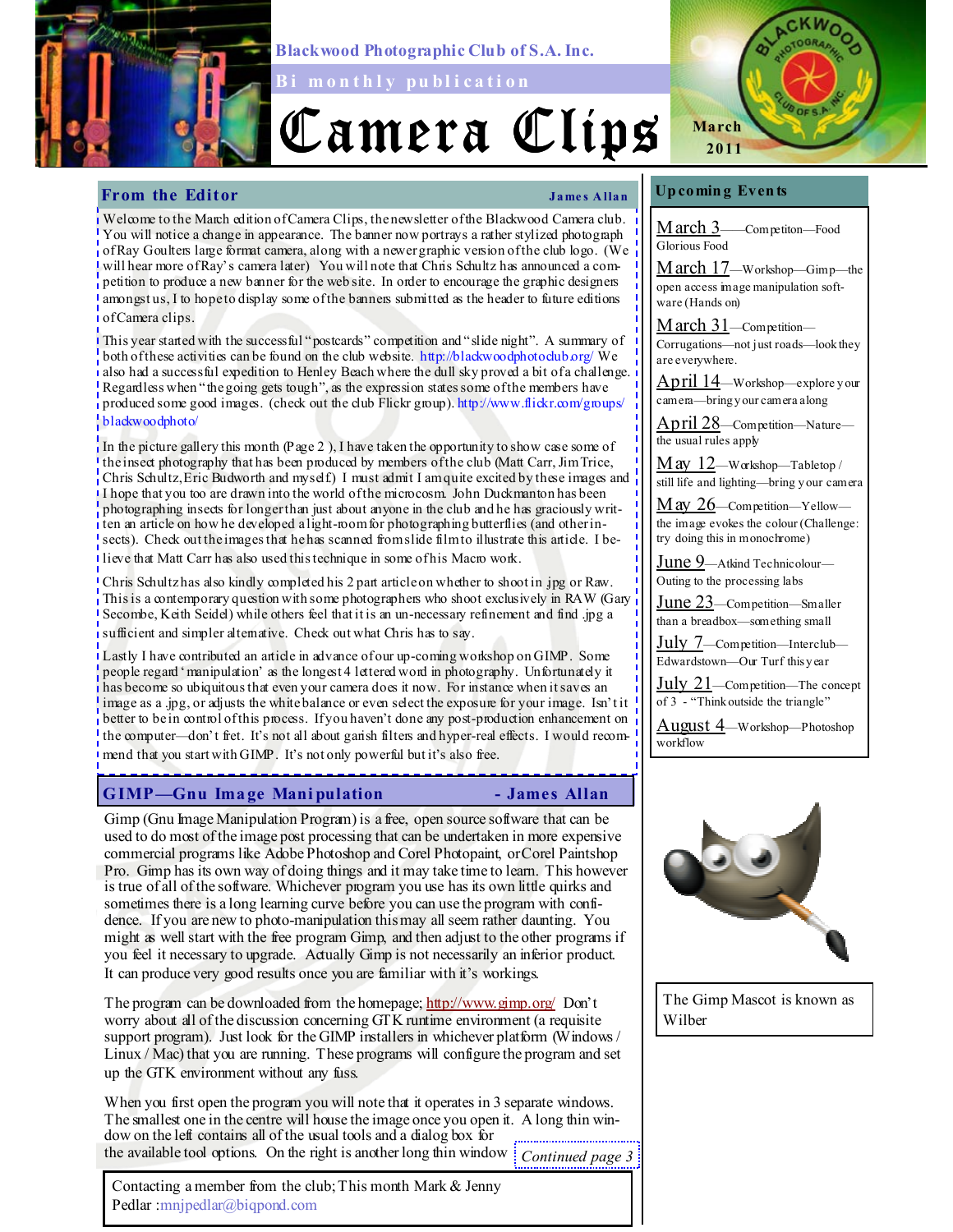Blackwood Photographic Club of S.A. Inc.

Bi monthly publication

# Camera Clips

March 2011

## From the Editor

**James Allan**

Welcome to the March edition of Camera Clips, the newsletter of the Blackwood Camera club. You will notice a change in appearance. The banner now portrays a rather stylized photograph of Ray Goulters large format camera, along with a newer graphic version of the club logo. (We will hear more of Ray's camera later) You will note that Chris Schultz has announced a competition to produce a new banner for the web site. In order to encourage the graphic designers amongst us, I to hope to display some of the banners submitted as the header to future editions of Camera clips.

This year started with the successful "postcards" competition and "slide night". A summary of both of these activities can be found on the club website. http://blackwoodphotoclub.org/ We also had a successful expedition to Henley Beach where the dull sky proved a bit of a challenge. Regardless when "the going gets tough", as the expression states some of the members have produced some good images. (check out the club Flickr group). http://www.flickr.com/groups/blackwoodphoto/

In the picture gallery this month (Page 2 ), I have taken the opportunity to show case some of the insect photography that has been produced by members of the club (Matt Carr, Jim Trice, Chris Schultz, Eric Budworth and myself.) I must admit I am quite excited by these images and I hope that you too are drawn into the world of the microcosm. John Duckmanton has been photographing insects for longer than just about anyone in the club and he has graciously written an article on how he developed a light-room for photographing butterflies (and other insects). Check out the images that he has scanned from slide film to illustrate this article. I believe that Matt Carr has also used this technique in some of his Macro work.

Chris Schultz has also kindly completed his 2 part article on whether to shoot in .jpg or Raw. This is a contemporary question with some photographers who shoot exclusively in RAW (Gary Secombe, Keith Seidel) while others feel that it is an un-necessary refinement and find .jpg a sufficient and simpler alternative. Check out what Chris has to say.

Lastly I have contributed an article in advance of our up-coming workshop on GIMP. Some people regard 'manipulation' as the longest 4 lettered word in photography. Unfortunately it has become so ubiquitous that even your camera does it now. For instance when it saves an image as a .jpg, or adjusts the white balance or even select the exposure for your image. Isn't it better to be in control of this process. If you haven't done any post-production enhancement on the computer—don't fret. It's not all about garish filters and hyper-real effects. I would recommend that you start with GIMP. It's not only powerful but it's also free.

## GIMP—Gnu Image Manipulation

**- James Allan**

Gimp (Gnu Image Manipulation Program) is a free, open source software that can be used to do most of the image post processing that can be undertaken in more expensive commercial programs like Adobe Photoshop and Corel Photopaint, or Corel Paintshop Pro. Gimp has its own way of doing things and it may take time to learn. This however is true of all of the software. Whichever program you use has its own little quirks and sometimes there is a long learning curve before you can use the program with confidence. If you are new to photo-manipulation this may all seem rather daunting. You might as well start with the free program Gimp, and then adjust to the other programs if you feel it necessary to upgrade. Actually Gimp is not necessarily an inferior product. It can produce very good results once you are familiar with it's workings.

The program can be downloaded from the homepage; http://www.gimp.org/ Don't worry about all of the discussion concerning GTK runtime environment (a requisite support program). Just look for the GIMP installers in whichever platform (Windows / Linux / Mac) that you are running. These programs will configure the program and set up the GTK environment without any fuss.

When you first open the program you will note that it operates in 3 separate windows. The smallest one in the centre will house the image once you open it. A long thin window on the left contains all of the usual tools and a dialog box for the available tool options. On the right is another long thin window

*Continued page 3*

Contacting a member from the club; This month Mark & Jenny Pedlar :mnjpedlar@biqpond.com

## Upcoming Events

- **March 3**—Competiton—Food Glorious Food
- **March 17**—Workshop—Gimp—the open access image manipulation software (Hands on)
- **March 31**—Competition—Corrugations—not just roads—look they are everywhere.
- **April 14**—Workshop—explore your camera—bring your camera along
- **April 28**—Competition—Nature—the usual rules apply
- **May 12**—Workshop—Tabletop / still life and lighting—bring your camera
- **May 26**—Competion—Yellow—the image evokes the colour (Challenge: try doing this in monochrome)
- **June 9**—Atkind Technicolour—Outing to the processing labs
- **June 23**—Competition—Smaller than a breadbox—something small
- **July 7**—Competition—Interclub—Edwardstown—Our Turf this year
- **July 21**—Competition—The concept of 3 - "Think outside the triangle"
- **August 4**—Workshop—Photoshop workflow

The Gimp Mascot is known as Wilber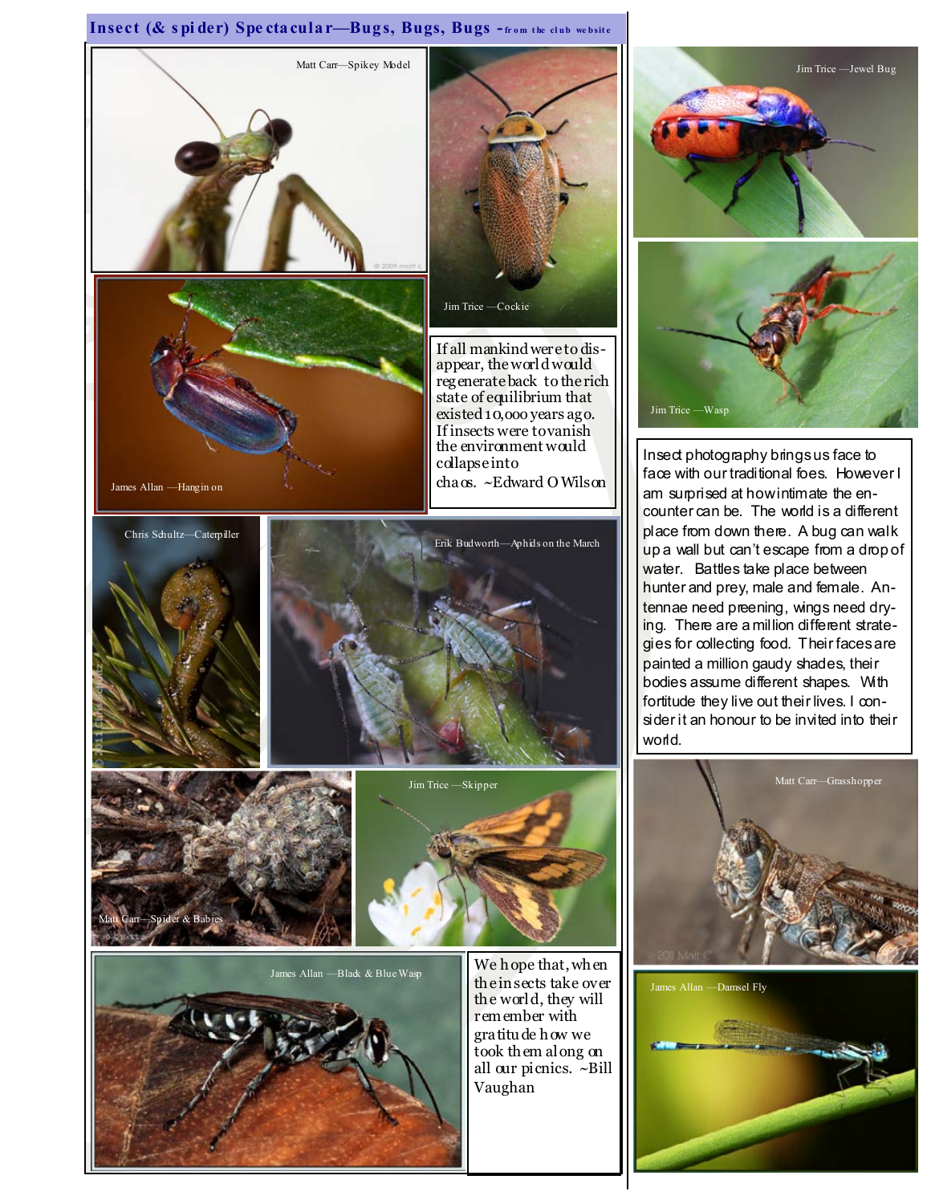# Insect (& spider) Spectacular—Bugs, Bugs, Bugs - from the club website

Matt Carr—Spikey Model

Jim Trice —Cockie

Jim Trice —Jewel Bug

James Allan —Hangin on

If all mankind were to disappear, the world would regenerate back to the rich state of equilibrium that existed 10,000 years ago. If insects were to vanish the environment would collapse into chaos. ~Edward O Wilson

Jim Trice —Wasp

Insect photography brings us face to face with our traditional foes. However I am surprised at how intimate the encounter can be. The world is a different place from down there. A bug can walk up a wall but can't escape from a drop of water. Battles take place between hunter and prey, male and female. Antennae need preening, wings need drying. There are a million different strategies for collecting food. Their faces are painted a million gaudy shades, their bodies assume different shapes. With fortitude they live out their lives. I consider it an honour to be invited into their world.

Chris Schultz—Caterpiller

Erik Budworth—Aphids on the March

Matt Carr—Spider & Babies

Jim Trice —Skipper

Matt Carr—Grasshopper

James Allan —Black & Blue Wasp

We hope that, when the insects take over the world, they will remember with gratitude how we took them along on all our picnics. ~Bill Vaughan

James Allan —Damsel Fly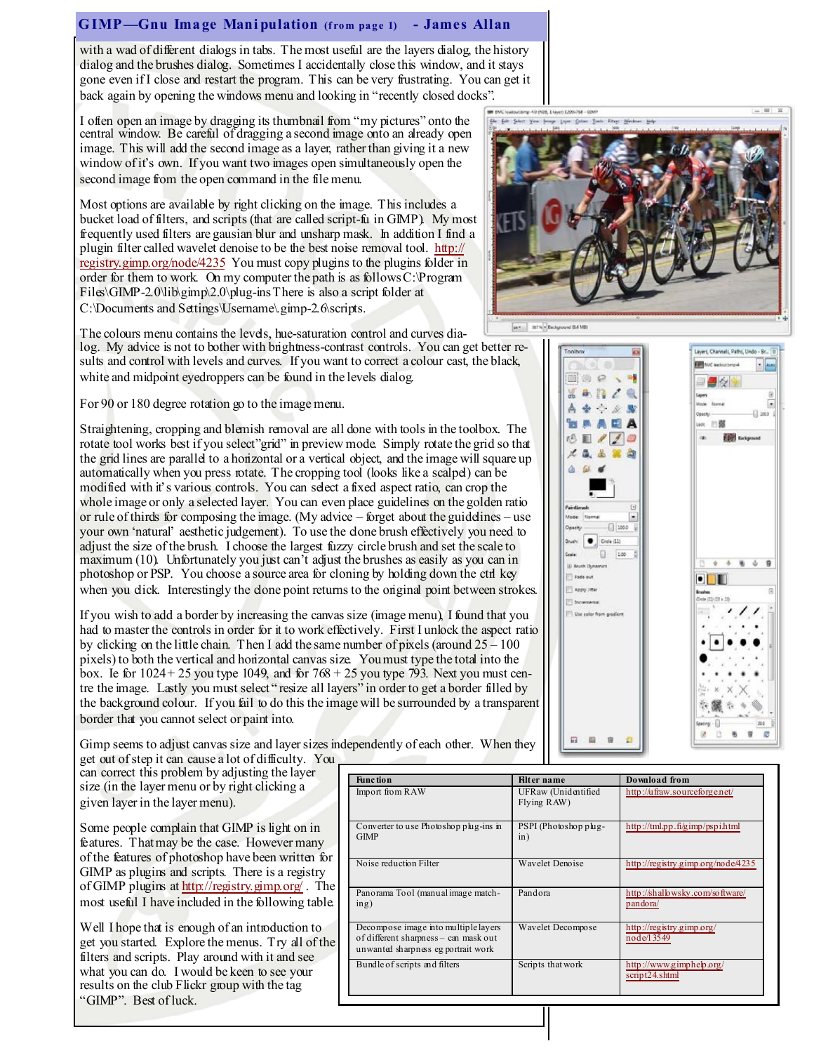## GIMP—Gnu Image Manipulation (from page 1) - James Allan

with a wad of different dialogs in tabs. The most useful are the layers dialog, the history dialog and the brushes dialog. Sometimes I accidentally close this window, and it stays gone even if I close and restart the program. This can be very frustrating. You can get it back again by opening the windows menu and looking in "recently closed docks".

I often open an image by dragging its thumbnail from "my pictures" onto the central window. Be careful of dragging a second image onto an already open image. This will add the second image as a layer, rather than giving it a new window of it's own. If you want two images open simultaneously open the second image from the open command in the file menu.

Most options are available by right clicking on the image. This includes a bucket load of filters, and scripts (that are called script-fu in GIMP). My most frequently used filters are gausian blur and unsharp mask. In addition I find a plugin filter called wavelet denoise to be the best noise removal tool. http://registry.gimp.org/node/4235 You must copy plugins to the plugins folder in order for them to work. On my computer the path is as follows C:\Program Files\GIMP-2.0\lib\gimp\2.0\plug-ins There is also a script folder at C:\Documents and Settings\Username\.gimp-2.6\scripts.

The colours menu contains the levels, hue-saturation control and curves dialog. My advice is not to bother with brightness-contrast controls. You can get better results and control with levels and curves. If you want to correct a colour cast, the black, white and midpoint eyedroppers can be found in the levels dialog.

For 90 or 180 degree rotation go to the image menu.

Straightening, cropping and blemish removal are all done with tools in the toolbox. The rotate tool works best if you select "grid" in preview mode. Simply rotate the grid so that the grid lines are parallel to a horizontal or a vertical object, and the image will square up automatically when you press rotate. The cropping tool (looks like a scalpel) can be modified with it's various controls. You can select a fixed aspect ratio, can crop the whole image or only a selected layer. You can even place guidelines on the golden ratio or rule of thirds for composing the image. (My advice – forget about the guidelines – use your own 'natural' aesthetic judgement). To use the clone brush effectively you need to adjust the size of the brush. I choose the largest fuzzy circle brush and set the scale to maximum (10). Unfortunately you just can't adjust the brushes as easily as you can in photoshop or PSP. You choose a source area for cloning by holding down the ctrl key when you click. Interestingly the clone point returns to the original point between strokes.

If you wish to add a border by increasing the canvas size (image menu), I found that you had to master the controls in order for it to work effectively. First I unlock the aspect ratio by clicking on the little chain. Then I add the same number of pixels (around 25 – 100 pixels) to both the vertical and horizontal canvas size. You must type the total into the box. Ie for 1024 + 25 you type 1049, and for 768 + 25 you type 793. Next you must centre the image. Lastly you must select "resize all layers" in order to get a border filled by the background colour. If you fail to do this the image will be surrounded by a transparent border that you cannot select or paint into.

Gimp seems to adjust canvas size and layer sizes independently of each other. When they get out of step it can cause a lot of difficulty. You can correct this problem by adjusting the layer size (in the layer menu or by right clicking a given layer in the layer menu).

Some people complain that GIMP is light on in features. That may be the case. However many of the features of photoshop have been written for GIMP as plugins and scripts. There is a registry of GIMP plugins at http://registry.gimp.org/ . The most useful I have included in the following table.

Well I hope that is enough of an introduction to get you started. Explore the menus. Try all of the filters and scripts. Play around with it and see what you can do. I would be keen to see your results on the club Flickr group with the tag "GIMP". Best of luck.

| Function | Filter name | Download from |
|---|---|---|
| Import from RAW | UFRaw (Unidentified Flying RAW) | http://ufraw.sourceforge.net/ |
| Converter to use Photoshop plug-ins in GIMP | PSPI (Photoshop plug-in) | http://tml.pp.fi/gimp/pspi.html |
| Noise reduction Filter | Wavelet Denoise | http://registry.gimp.org/node/4235 |
| Panorama Tool (manual image matching) | Pandora | http://shallowsky.com/software/pandora/ |
| Decompose image into multiple layers of different sharpness – can mask out unwanted sharpness eg portrait work | Wavelet Decompose | http://registry.gimp.org/node/13549 |
| Bundle of scripts and filters | Scripts that work | http://www.gimphelp.org/script24.shtml |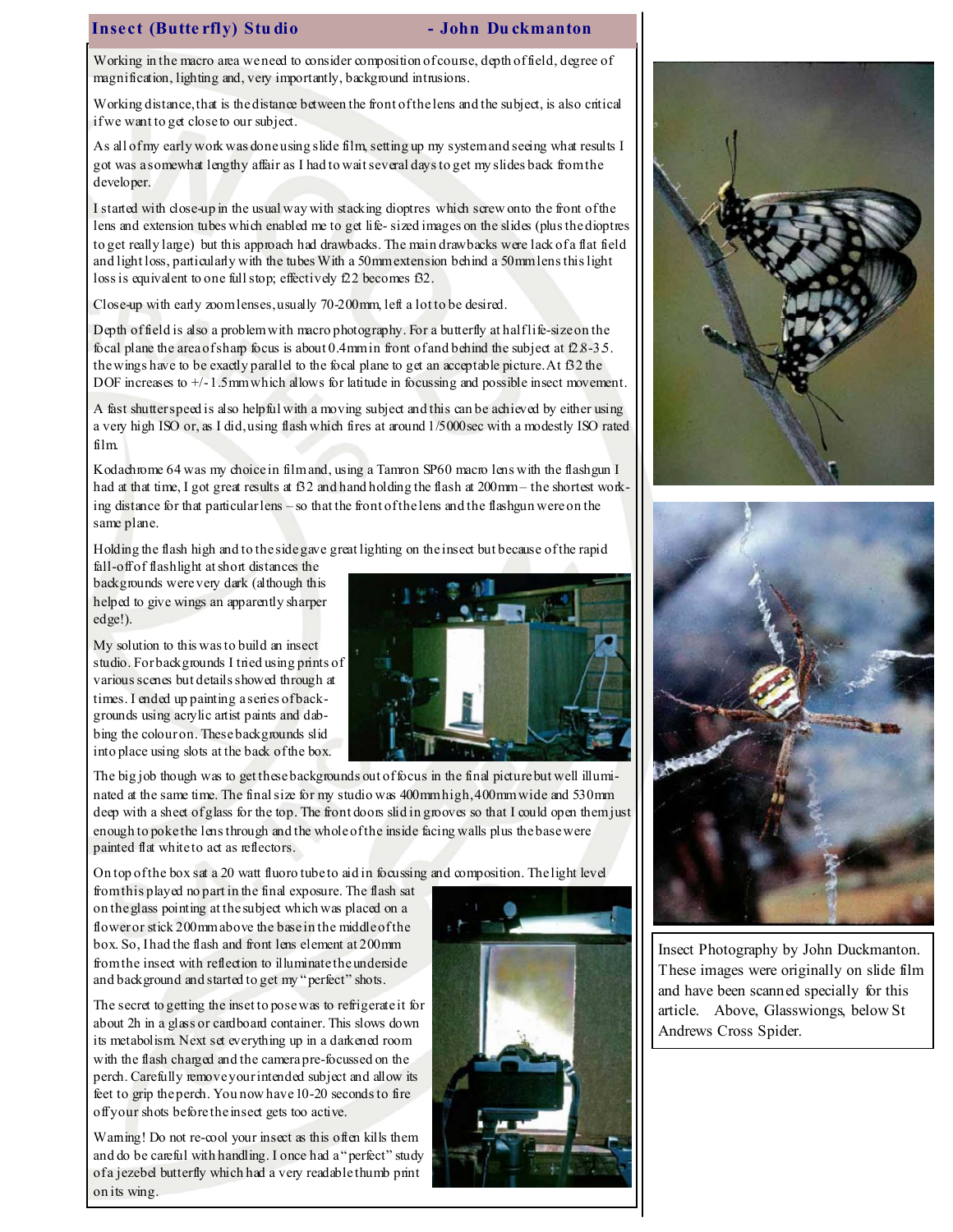## Insect (Butterfly) Studio - John Duckmanton

Working in the macro area we need to consider composition of course, depth of field, degree of magnification, lighting and, very importantly, background intrusions.

Working distance, that is the distance between the front of the lens and the subject, is also critical if we want to get close to our subject.

As all of my early work was done using slide film, setting up my system and seeing what results I got was a somewhat lengthy affair as I had to wait several days to get my slides back from the developer.

I started with close-up in the usual way with stacking dioptres which screw onto the front of the lens and extension tubes which enabled me to get life-sized images on the slides (plus the dioptres to get really large) but this approach had drawbacks. The main drawbacks were lack of a flat field and light loss, particularly with the tubes With a 50mm extension behind a 50mm lens this light loss is equivalent to one full stop; effectively f22 becomes f32.

Close-up with early zoom lenses, usually 70-200mm, left a lot to be desired.

Depth of field is also a problem with macro photography. For a butterfly at half life-size on the focal plane the area of sharp focus is about 0.4mm in front of and behind the subject at f2.8-3.5. the wings have to be exactly parallel to the focal plane to get an acceptable picture. At f32 the DOF increases to +/-1.5mm which allows for latitude in focussing and possible insect movement.

A fast shutter speed is also helpful with a moving subject and this can be achieved by either using a very high ISO or, as I did, using flash which fires at around 1/5000sec with a modestly ISO rated film.

Kodachrome 64 was my choice in film and, using a Tamron SP60 macro lens with the flashgun I had at that time, I got great results at f32 and hand holding the flash at 200mm – the shortest working distance for that particular lens – so that the front of the lens and the flashgun were on the same plane.

Holding the flash high and to the side gave great lighting on the insect but because of the rapid fall-off of flashlight at short distances the backgrounds were very dark (although this helped to give wings an apparently sharper edge!).

My solution to this was to build an insect studio. For backgrounds I tried using prints of various scenes but details showed through at times. I ended up painting a series of backgrounds using acrylic artist paints and dabbing the colour on. These backgrounds slid into place using slots at the back of the box.

The big job though was to get these backgrounds out of focus in the final picture but well illuminated at the same time. The final size for my studio was 400mm high, 400mm wide and 530mm deep with a sheet of glass for the top. The front doors slid in grooves so that I could open them just enough to poke the lens through and the whole of the inside facing walls plus the base were painted flat white to act as reflectors.

On top of the box sat a 20 watt fluoro tube to aid in focussing and composition. The light level from this played no part in the final exposure. The flash sat on the glass pointing at the subject which was placed on a flower or stick 200mm above the base in the middle of the box. So, I had the flash and front lens element at 200mm from the insect with reflection to illuminate the underside and background and started to get my "perfect" shots.

The secret to getting the inset to pose was to refrigerate it for about 2h in a glass or cardboard container. This slows down its metabolism. Next set everything up in a darkened room with the flash charged and the camera pre-focussed on the perch. Carefully remove your intended subject and allow its feet to grip the perch. You now have 10-20 seconds to fire off your shots before the insect gets too active.

Warning! Do not re-cool your insect as this often kills them and do be careful with handling. I once had a "perfect" study of a jezebel butterfly which had a very readable thumb print on its wing.

Insect Photography by John Duckmanton. These images were originally on slide film and have been scanned specially for this article. Above, Glasswiongs, below St Andrews Cross Spider.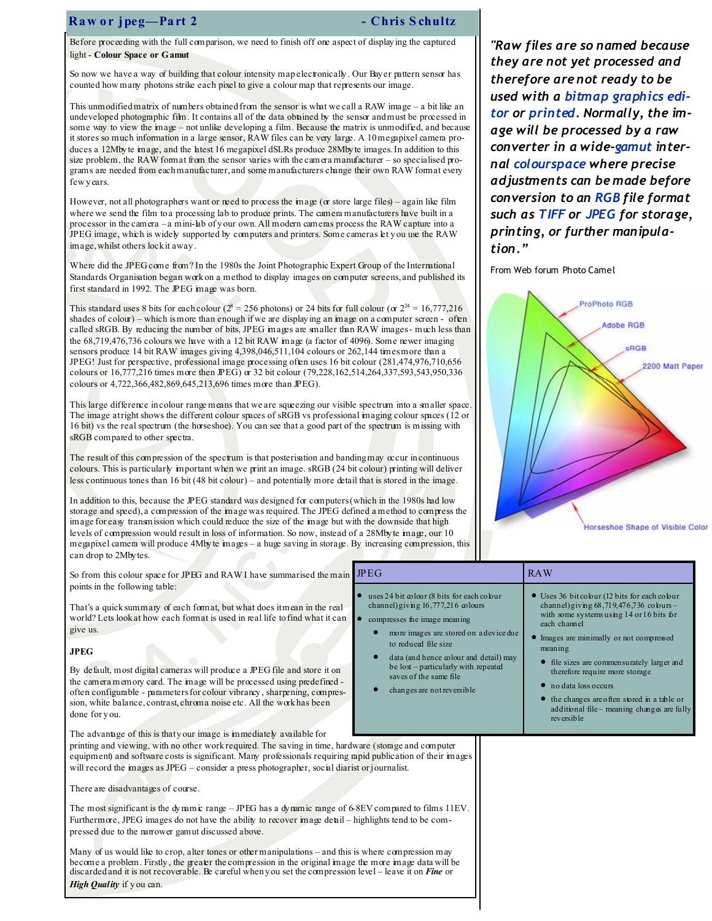## Raw or jpeg—Part 2 - Chris Schultz

Before proceeding with the full comparison, we need to finish off one aspect of displaying the captured light - **Colour Space or Gamut**

So now we have a way of building that colour intensity map electronically. Our Bayer pattern sensor has counted how many photons strike each pixel to give a colour map that represents our image.

This unmodified matrix of numbers obtained from the sensor is what we call a RAW image – a bit like an undeveloped photographic film. It contains all of the data obtained by the sensor and must be processed in some way to view the image – not unlike developing a film. Because the matrix is unmodified, and because it stores so much information in a large sensor, RAW files can be very large. A 10 megapixel camera produces a 12Mbyte image, and the latest 16 megapixel dSLRs produce 28Mbyte images. In addition to this size problem, the RAW format from the sensor varies with the camera manufacturer – so specialised programs are needed from each manufacturer, and some manufacturers change their own RAW format every few years.

However, not all photographers want or need to process the image (or store large files) – again like film where we send the film to a processing lab to produce prints. The camera manufacturers have built in a processor in the camera – a mini-lab of your own. All modern cameras process the RAW capture into a JPEG image, which is widely supported by computers and printers. Some cameras let you use the RAW image, whilst others lock it away.

Where did the JPEG come from? In the 1980s the Joint Photographic Expert Group of the International Standards Organisation began work on a method to display images on computer screens, and published its first standard in 1992. The JPEG image was born.

This standard uses 8 bits for each colour ($2^8$ = 256 photons) or 24 bits for full colour (or $2^{24}$ = 16,777,216 shades of colour) – which is more than enough if we are displaying an image on a computer screen - often called sRGB. By reducing the number of bits, JPEG images are smaller than RAW images - much less than the 68,719,476,736 colours we have with a 12 bit RAW image (a factor of 4096). Some newer imaging sensors produce 14 bit RAW images giving 4,398,046,511,104 colours or 262,144 times more than a JPEG! Just for perspective, professional image processing often uses 16 bit colour (281,474,976,710,656 colours or 16,777,216 times more then JPEG) or 32 bit colour (79,228,162,514,264,337,593,543,950,336 colours or 4,722,366,482,869,645,213,696 times more than JPEG).

This large difference in colour range means that we are squeezing our visible spectrum into a smaller space. The image at right shows the different colour spaces of sRGB vs professional imaging colour spaces (12 or 16 bit) vs the real spectrum (the horseshoe). You can see that a good part of the spectrum is missing with sRGB compared to other spectra.

The result of this compression of the spectrum is that posterisation and banding may occur in continuous colours. This is particularly important when we print an image. sRGB (24 bit colour) printing will deliver less continuous tones than 16 bit (48 bit colour) – and potentially more detail that is stored in the image.

In addition to this, because the JPEG standard was designed for computers (which in the 1980s had low storage and speed), a compression of the image was required. The JPEG defined a method to compress the image for easy transmission which could reduce the size of the image but with the downside that high levels of compression would result in loss of information. So now, instead of a 28Mbyte image, our 10 megapixel camera will produce 4Mbyte images – a huge saving in storage. By increasing compression, this can drop to 2Mbytes.

*"Raw files are so named because they are not yet processed and therefore are not ready to be used with a bitmap graphics editor or printed. Normally, the image will be processed by a raw converter in a wide-gamut internal colourspace where precise adjustments can be made before conversion to an RGB file format such as TIFF or JPEG for storage, printing, or further manipulation."*

From Web forum Photo Camel

So from this colour space for JPEG and RAW I have summarised the main points in the following table:

| JPEG | RAW |
|---|---|
| • uses 24 bit colour (8 bits for each colour channel) giving 16,777,216 colours<br>• compresses the image meaning<br>&nbsp;&nbsp;• more images are stored on a device due to reduced file size<br>&nbsp;&nbsp;• data (and hence colour and detail) may be lost – particularly with repeated saves of the same file<br>&nbsp;&nbsp;• changes are not reversible | • Uses 36 bit colour (12 bits for each colour channel) giving 68,719,476,736 colours – with some systems using 14 or 16 bits for each channel<br>• Images are minimally or not compressed meaning<br>&nbsp;&nbsp;• file sizes are commensurately larger and therefore require more storage<br>&nbsp;&nbsp;• no data loss occurs<br>&nbsp;&nbsp;• the changes are often stored in a table or additional file – meaning changes are fully reversible |

That's a quick summary of each format, but what does it mean in the real world? Lets look at how each format is used in real life to find what it can give us.

### JPEG

By default, most digital cameras will produce a JPEG file and store it on the camera memory card. The image will be processed using predefined - often configurable - parameters for colour vibrancy, sharpening, compression, white balance, contrast, chroma noise etc. All the work has been done for you.

The advantage of this is that your image is immediately available for printing and viewing, with no other work required. The saving in time, hardware (storage and computer equipment) and software costs is significant. Many professionals requiring rapid publication of their images will record the images as JPEG – consider a press photographer, social diarist or journalist.

There are disadvantages of course.

The most significant is the dynamic range – JPEG has a dynamic range of 6-8EV compared to films 11EV. Furthermore, JPEG images do not have the ability to recover image detail – highlights tend to be compressed due to the narrower gamut discussed above.

Many of us would like to crop, alter tones or other manipulations – and this is where compression may become a problem. Firstly, the greater the compression in the original image the more image data will be discarded and it is not recoverable. Be careful when you set the compression level – leave it on ***Fine*** or ***High Quality*** if you can.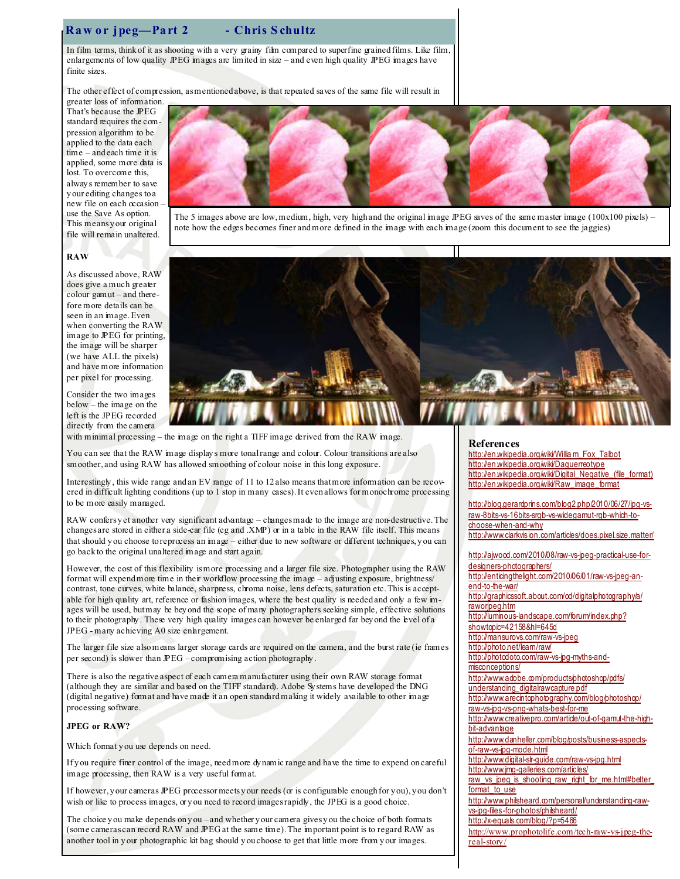## Raw or jpeg—Part 2 - Chris Schultz

In film terms, think of it as shooting with a very grainy film compared to superfine grained films. Like film, enlargements of low quality JPEG images are limited in size – and even high quality JPEG images have finite sizes.

The other effect of compression, as mentioned above, is that repeated saves of the same file will result in greater loss of information. That's because the JPEG standard requires the compression algorithm to be applied to the data each time – and each time it is applied, some more data is lost. To overcome this, always remember to save your editing changes to a new file on each occasion – use the Save As option. This means your original file will remain unaltered.

The 5 images above are low, medium, high, very high and the original image JPEG saves of the same master image (100x100 pixels) – note how the edges becomes finer and more defined in the image with each image (zoom this document to see the jaggies)

**RAW**

As discussed above, RAW does give a much greater colour gamut – and therefore more details can be seen in an image. Even when converting the RAW image to JPEG for printing, the image will be sharper (we have ALL the pixels) and have more information per pixel for processing.

Consider the two images below – the image on the left is the JPEG recorded directly from the camera with minimal processing – the image on the right a TIFF image derived from the RAW image.

You can see that the RAW image displays more tonal range and colour. Colour transitions are also smoother, and using RAW has allowed smoothing of colour noise in this long exposure.

Interestingly, this wide range and an EV range of 11 to 12 also means that more information can be recovered in difficult lighting conditions (up to 1 stop in many cases). It even allows for monochrome processing to be more easily managed.

RAW confers yet another very significant advantage – changes made to the image are non-destructive. The changes are stored in either a side-car file (eg and .XMP) or in a table in the RAW file itself. This means that should you choose to reprocess an image – either due to new software or different techniques, you can go back to the original unaltered image and start again.

However, the cost of this flexibility is more processing and a larger file size. Photographer using the RAW format will expend more time in their workflow processing the image – adjusting exposure, brightness/contrast, tone curves, white balance, sharpness, chroma noise, lens defects, saturation etc. This is acceptable for high quality art, reference or fashion images, where the best quality is needed and only a few images will be used, but may be beyond the scope of many photographers seeking simple, effective solutions to their photography. These very high quality images can however be enlarged far beyond the level of a JPEG - many achieving A0 size enlargement.

The larger file size also means larger storage cards are required on the camera, and the burst rate (ie frames per second) is slower than JPEG – compromising action photography.

There is also the negative aspect of each camera manufacturer using their own RAW storage format (although they are similar and based on the TIFF standard). Adobe Systems have developed the DNG (digital negative) format and have made it an open standard making it widely available to other image processing software.

**JPEG or RAW?**

Which format you use depends on need.

If you require finer control of the image, need more dynamic range and have the time to expend on careful image processing, then RAW is a very useful format.

If however, your cameras JPEG processor meets your needs (or is configurable enough for you), you don't wish or like to process images, or you need to record images rapidly, the JPEG is a good choice.

The choice you make depends on you – and whether your camera gives you the choice of both formats (some cameras can record RAW and JPEG at the same time). The important point is to regard RAW as another tool in your photographic kit bag should you choose to get that little more from your images.

### References

http://en.wikipedia.org/wiki/William_Fox_Talbot
http://en.wikipedia.org/wiki/Daguerreotype
http://en.wikipedia.org/wiki/Digital_Negative_(file_format)
http://en.wikipedia.org/wiki/Raw_image_format

http://blog.gerardprins.com/blog2.php/2010/06/27/jpg-vs-raw-8bits-vs-16bits-srgb-vs-widegamut-rgb-which-to-choose-when-and-why
http://www.clarkvision.com/articles/does.pixel.size.matter/

http://ajwood.com/2010/08/raw-vs-jpeg-practical-use-for-designers-photographers/
http://enticingthelight.com/2010/06/01/raw-vs-jpeg-an-end-to-the-war/
http://graphicssoft.about.com/od/digitalphotography/a/rawonjpeg.htm
http://luminous-landscape.com/forum/index.php?showtopic=42158&hl=645d
http://mansurovs.com/raw-vs-jpeg
http://photo.net/learn/raw/
http://photodoto.com/raw-vs-jpg-myths-and-misconceptions/
http://www.adobe.com/products/photoshop/pdfs/understanding_digitalrawcapture.pdf
http://www.arecintophotography.com/blog/photoshop/raw-vs-jpg-vs-png-whats-best-for-me
http://www.creativepro.com/article/out-of-gamut-the-high-bit-advantage
http://www.danheller.com/blog/posts/business-aspects-of-raw-vs-jpg-mode.html
http://www.digital-slr-guide.com/raw-vs-jpg.html
http://www.jmg-galleries.com/articles/raw_vs_jpeg_is_shooting_raw_right_for_me.html#better_format_to_use
http://www.philsheard.com/personal/understanding-raw-vs-jpg-files-for-photos/philsheard/
http://x-equals.com/blog/?p=5466
http://www.prophotolife.com/tech-raw-vs-jpeg-the-real-story/